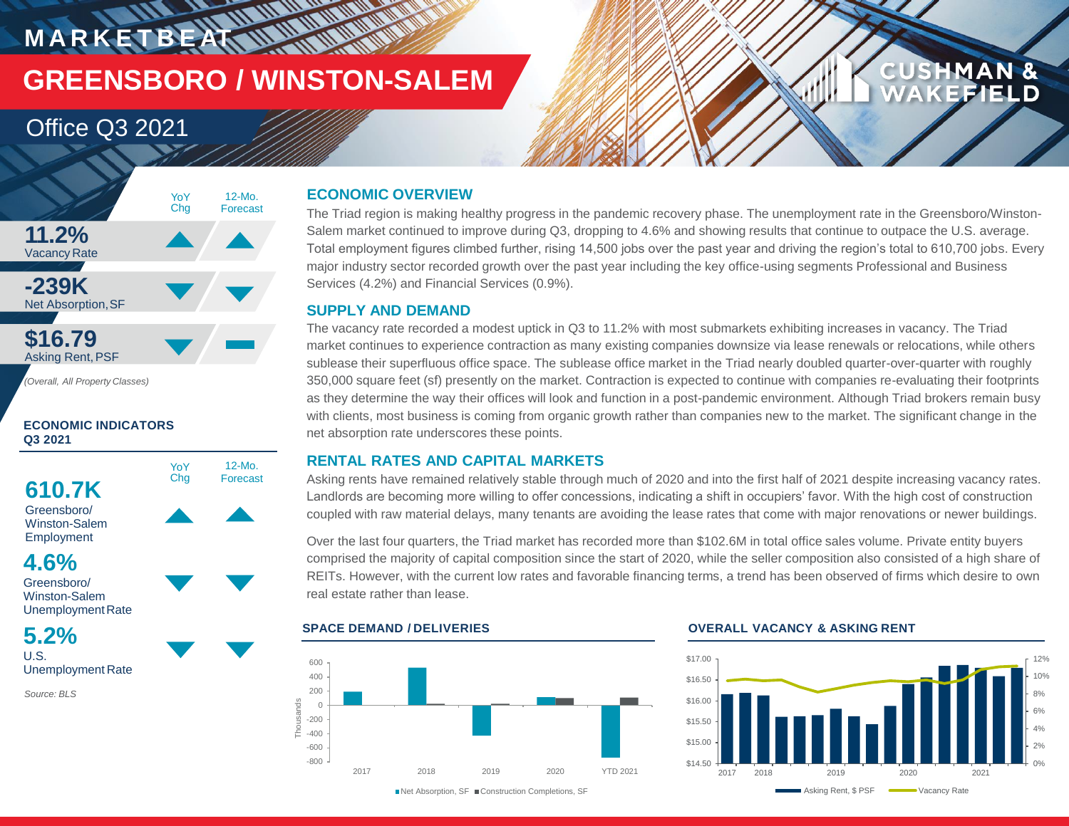# MARKETBEAT

# GREENSBORO / WINSTON-SALEM

## Office Q3 2021

| | YoY Chg | 12-Mo. Forecast |
|---|---|---|
| **11.2%** Vacancy Rate | ▲ | ▲ |
| **-239K** Net Absorption, SF | ▼ | ▼ |
| **$16.79** Asking Rent, PSF | ▼ | ▬ |

*(Overall, All Property Classes)*

### ECONOMIC INDICATORS Q3 2021

| | YoY Chg | 12-Mo. Forecast |
|---|---|---|
| **610.7K** Greensboro/ Winston-Salem Employment | ▲ | ▲ |
| **4.6%** Greensboro/ Winston-Salem Unemployment Rate | ▼ | ▼ |
| **5.2%** U.S. Unemployment Rate | ▼ | ▼ |

*Source: BLS*

### ECONOMIC OVERVIEW

The Triad region is making healthy progress in the pandemic recovery phase. The unemployment rate in the Greensboro/Winston-Salem market continued to improve during Q3, dropping to 4.6% and showing results that continue to outpace the U.S. average. Total employment figures climbed further, rising 14,500 jobs over the past year and driving the region's total to 610,700 jobs. Every major industry sector recorded growth over the past year including the key office-using segments Professional and Business Services (4.2%) and Financial Services (0.9%).

### SUPPLY AND DEMAND

The vacancy rate recorded a modest uptick in Q3 to 11.2% with most submarkets exhibiting increases in vacancy. The Triad market continues to experience contraction as many existing companies downsize via lease renewals or relocations, while others sublease their superfluous office space. The sublease office market in the Triad nearly doubled quarter-over-quarter with roughly 350,000 square feet (sf) presently on the market. Contraction is expected to continue with companies re-evaluating their footprints as they determine the way their offices will look and function in a post-pandemic environment. Although Triad brokers remain busy with clients, most business is coming from organic growth rather than companies new to the market. The significant change in the net absorption rate underscores these points.

### RENTAL RATES AND CAPITAL MARKETS

Asking rents have remained relatively stable through much of 2020 and into the first half of 2021 despite increasing vacancy rates. Landlords are becoming more willing to offer concessions, indicating a shift in occupiers' favor. With the high cost of construction coupled with raw material delays, many tenants are avoiding the lease rates that come with major renovations or newer buildings.

Over the last four quarters, the Triad market has recorded more than $102.6M in total office sales volume. Private entity buyers comprised the majority of capital composition since the start of 2020, while the seller composition also consisted of a high share of REITs. However, with the current low rates and favorable financing terms, a trend has been observed of firms which desire to own real estate rather than lease.

### SPACE DEMAND / DELIVERIES

Net Absorption, SF; Construction Completions, SF (Thousands) — 2017, 2018, 2019, 2020, YTD 2021

### OVERALL VACANCY & ASKING RENT

Asking Rent, $ PSF; Vacancy Rate — 2017–2021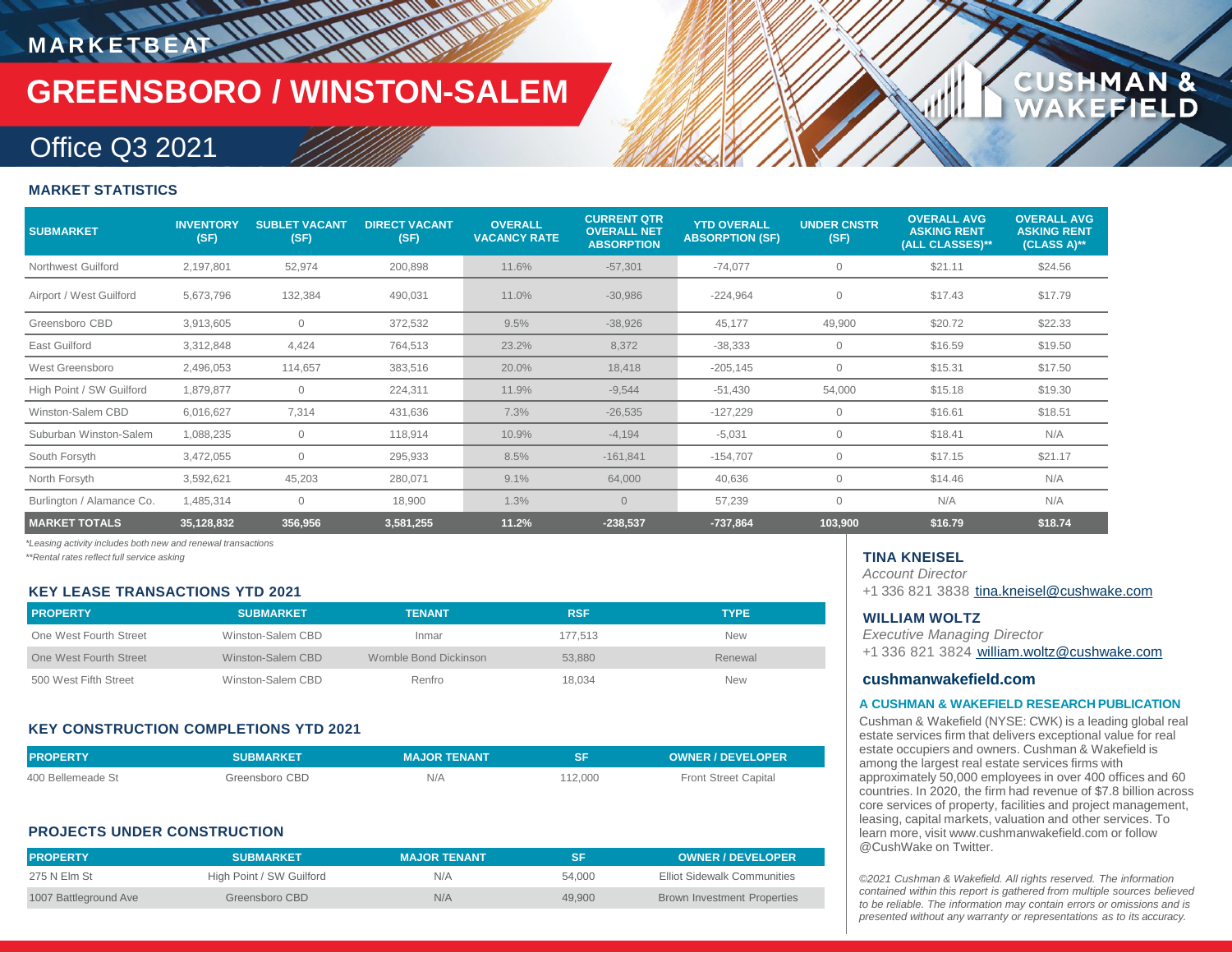MARKETBEAT

# GREENSBORO / WINSTON-SALEM

## Office Q3 2021

### MARKET STATISTICS

| SUBMARKET | INVENTORY (SF) | SUBLET VACANT (SF) | DIRECT VACANT (SF) | OVERALL VACANCY RATE | CURRENT QTR OVERALL NET ABSORPTION | YTD OVERALL ABSORPTION (SF) | UNDER CNSTR (SF) | OVERALL AVG ASKING RENT (ALL CLASSES)** | OVERALL AVG ASKING RENT (CLASS A)** |
|---|---|---|---|---|---|---|---|---|---|
| Northwest Guilford | 2,197,801 | 52,974 | 200,898 | 11.6% | -57,301 | -74,077 | 0 | $21.11 | $24.56 |
| Airport / West Guilford | 5,673,796 | 132,384 | 490,031 | 11.0% | -30,986 | -224,964 | 0 | $17.43 | $17.79 |
| Greensboro CBD | 3,913,605 | 0 | 372,532 | 9.5% | -38,926 | 45,177 | 49,900 | $20.72 | $22.33 |
| East Guilford | 3,312,848 | 4,424 | 764,513 | 23.2% | 8,372 | -38,333 | 0 | $16.59 | $19.50 |
| West Greensboro | 2,496,053 | 114,657 | 383,516 | 20.0% | 18,418 | -205,145 | 0 | $15.31 | $17.50 |
| High Point / SW Guilford | 1,879,877 | 0 | 224,311 | 11.9% | -9,544 | -51,430 | 54,000 | $15.18 | $19.30 |
| Winston-Salem CBD | 6,016,627 | 7,314 | 431,636 | 7.3% | -26,535 | -127,229 | 0 | $16.61 | $18.51 |
| Suburban Winston-Salem | 1,088,235 | 0 | 118,914 | 10.9% | -4,194 | -5,031 | 0 | $18.41 | N/A |
| South Forsyth | 3,472,055 | 0 | 295,933 | 8.5% | -161,841 | -154,707 | 0 | $17.15 | $21.17 |
| North Forsyth | 3,592,621 | 45,203 | 280,071 | 9.1% | 64,000 | 40,636 | 0 | $14.46 | N/A |
| Burlington / Alamance Co. | 1,485,314 | 0 | 18,900 | 1.3% | 0 | 57,239 | 0 | N/A | N/A |
| **MARKET TOTALS** | **35,128,832** | **356,956** | **3,581,255** | **11.2%** | **-238,537** | **-737,864** | **103,900** | **$16.79** | **$18.74** |

*\*Leasing activity includes both new and renewal transactions*

*\*\*Rental rates reflect full service asking*

### KEY LEASE TRANSACTIONS YTD 2021

| PROPERTY | SUBMARKET | TENANT | RSF | TYPE |
|---|---|---|---|---|
| One West Fourth Street | Winston-Salem CBD | Inmar | 177,513 | New |
| One West Fourth Street | Winston-Salem CBD | Womble Bond Dickinson | 53,880 | Renewal |
| 500 West Fifth Street | Winston-Salem CBD | Renfro | 18,034 | New |

### KEY CONSTRUCTION COMPLETIONS YTD 2021

| PROPERTY | SUBMARKET | MAJOR TENANT | SF | OWNER / DEVELOPER |
|---|---|---|---|---|
| 400 Bellemeade St | Greensboro CBD | N/A | 112,000 | Front Street Capital |

### PROJECTS UNDER CONSTRUCTION

| PROPERTY | SUBMARKET | MAJOR TENANT | SF | OWNER / DEVELOPER |
|---|---|---|---|---|
| 275 N Elm St | High Point / SW Guilford | N/A | 54,000 | Elliot Sidewalk Communities |
| 1007 Battleground Ave | Greensboro CBD | N/A | 49,900 | Brown Investment Properties |

**TINA KNEISEL**
*Account Director*
+1 336 821 3838 tina.kneisel@cushwake.com

**WILLIAM WOLTZ**
*Executive Managing Director*
+1 336 821 3824 william.woltz@cushwake.com

**cushmanwakefield.com**

**A CUSHMAN & WAKEFIELD RESEARCH PUBLICATION**

Cushman & Wakefield (NYSE: CWK) is a leading global real estate services firm that delivers exceptional value for real estate occupiers and owners. Cushman & Wakefield is among the largest real estate services firms with approximately 50,000 employees in over 400 offices and 60 countries. In 2020, the firm had revenue of $7.8 billion across core services of property, facilities and project management, leasing, capital markets, valuation and other services. To learn more, visit www.cushmanwakefield.com or follow @CushWake on Twitter.

*©2021 Cushman & Wakefield. All rights reserved. The information contained within this report is gathered from multiple sources believed to be reliable. The information may contain errors or omissions and is presented without any warranty or representations as to its accuracy.*